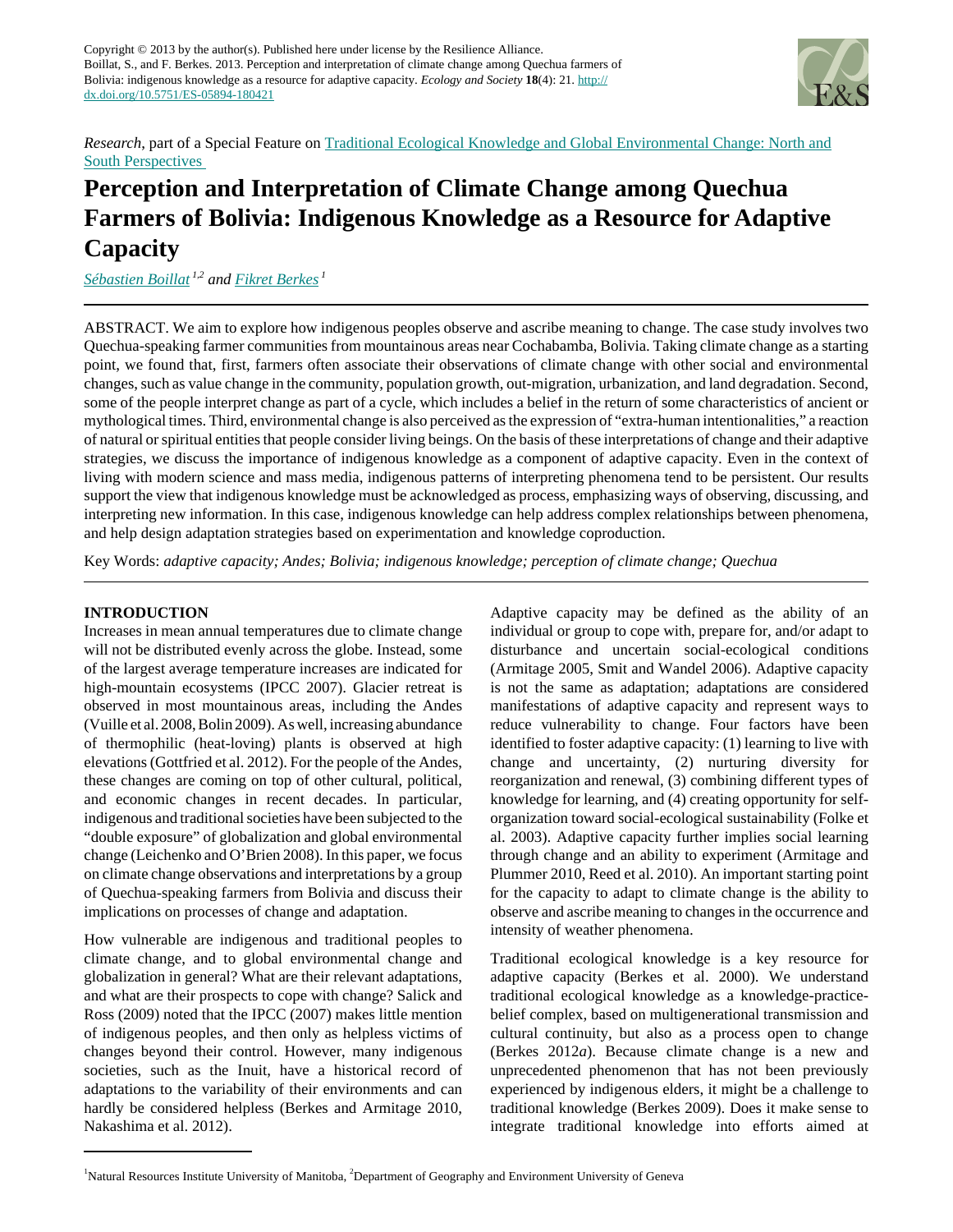Copyright © 2013 by the author(s). Published here under license by the Resilience Alliance.
Boillat, S., and F. Berkes. 2013. Perception and interpretation of climate change among Quechua farmers of Bolivia: indigenous knowledge as a resource for adaptive capacity. *Ecology and Society* **18**(4): 21. http://dx.doi.org/10.5751/ES-05894-180421

*Research*, part of a Special Feature on Traditional Ecological Knowledge and Global Environmental Change: North and South Perspectives

# Perception and Interpretation of Climate Change among Quechua Farmers of Bolivia: Indigenous Knowledge as a Resource for Adaptive Capacity

*Sébastien Boillat [1,2] and Fikret Berkes [1]*

ABSTRACT. We aim to explore how indigenous peoples observe and ascribe meaning to change. The case study involves two Quechua-speaking farmer communities from mountainous areas near Cochabamba, Bolivia. Taking climate change as a starting point, we found that, first, farmers often associate their observations of climate change with other social and environmental changes, such as value change in the community, population growth, out-migration, urbanization, and land degradation. Second, some of the people interpret change as part of a cycle, which includes a belief in the return of some characteristics of ancient or mythological times. Third, environmental change is also perceived as the expression of "extra-human intentionalities," a reaction of natural or spiritual entities that people consider living beings. On the basis of these interpretations of change and their adaptive strategies, we discuss the importance of indigenous knowledge as a component of adaptive capacity. Even in the context of living with modern science and mass media, indigenous patterns of interpreting phenomena tend to be persistent. Our results support the view that indigenous knowledge must be acknowledged as process, emphasizing ways of observing, discussing, and interpreting new information. In this case, indigenous knowledge can help address complex relationships between phenomena, and help design adaptation strategies based on experimentation and knowledge coproduction.

Key Words: *adaptive capacity; Andes; Bolivia; indigenous knowledge; perception of climate change; Quechua*

## INTRODUCTION

Increases in mean annual temperatures due to climate change will not be distributed evenly across the globe. Instead, some of the largest average temperature increases are indicated for high-mountain ecosystems (IPCC 2007). Glacier retreat is observed in most mountainous areas, including the Andes (Vuille et al. 2008, Bolin 2009). As well, increasing abundance of thermophilic (heat-loving) plants is observed at high elevations (Gottfried et al. 2012). For the people of the Andes, these changes are coming on top of other cultural, political, and economic changes in recent decades. In particular, indigenous and traditional societies have been subjected to the "double exposure" of globalization and global environmental change (Leichenko and O'Brien 2008). In this paper, we focus on climate change observations and interpretations by a group of Quechua-speaking farmers from Bolivia and discuss their implications on processes of change and adaptation.

How vulnerable are indigenous and traditional peoples to climate change, and to global environmental change and globalization in general? What are their relevant adaptations, and what are their prospects to cope with change? Salick and Ross (2009) noted that the IPCC (2007) makes little mention of indigenous peoples, and then only as helpless victims of changes beyond their control. However, many indigenous societies, such as the Inuit, have a historical record of adaptations to the variability of their environments and can hardly be considered helpless (Berkes and Armitage 2010, Nakashima et al. 2012).

Adaptive capacity may be defined as the ability of an individual or group to cope with, prepare for, and/or adapt to disturbance and uncertain social-ecological conditions (Armitage 2005, Smit and Wandel 2006). Adaptive capacity is not the same as adaptation; adaptations are considered manifestations of adaptive capacity and represent ways to reduce vulnerability to change. Four factors have been identified to foster adaptive capacity: (1) learning to live with change and uncertainty, (2) nurturing diversity for reorganization and renewal, (3) combining different types of knowledge for learning, and (4) creating opportunity for self-organization toward social-ecological sustainability (Folke et al. 2003). Adaptive capacity further implies social learning through change and an ability to experiment (Armitage and Plummer 2010, Reed et al. 2010). An important starting point for the capacity to adapt to climate change is the ability to observe and ascribe meaning to changes in the occurrence and intensity of weather phenomena.

Traditional ecological knowledge is a key resource for adaptive capacity (Berkes et al. 2000). We understand traditional ecological knowledge as a knowledge-practice-belief complex, based on multigenerational transmission and cultural continuity, but also as a process open to change (Berkes 2012*a*). Because climate change is a new and unprecedented phenomenon that has not been previously experienced by indigenous elders, it might be a challenge to traditional knowledge (Berkes 2009). Does it make sense to integrate traditional knowledge into efforts aimed at

[1] Natural Resources Institute University of Manitoba, [2] Department of Geography and Environment University of Geneva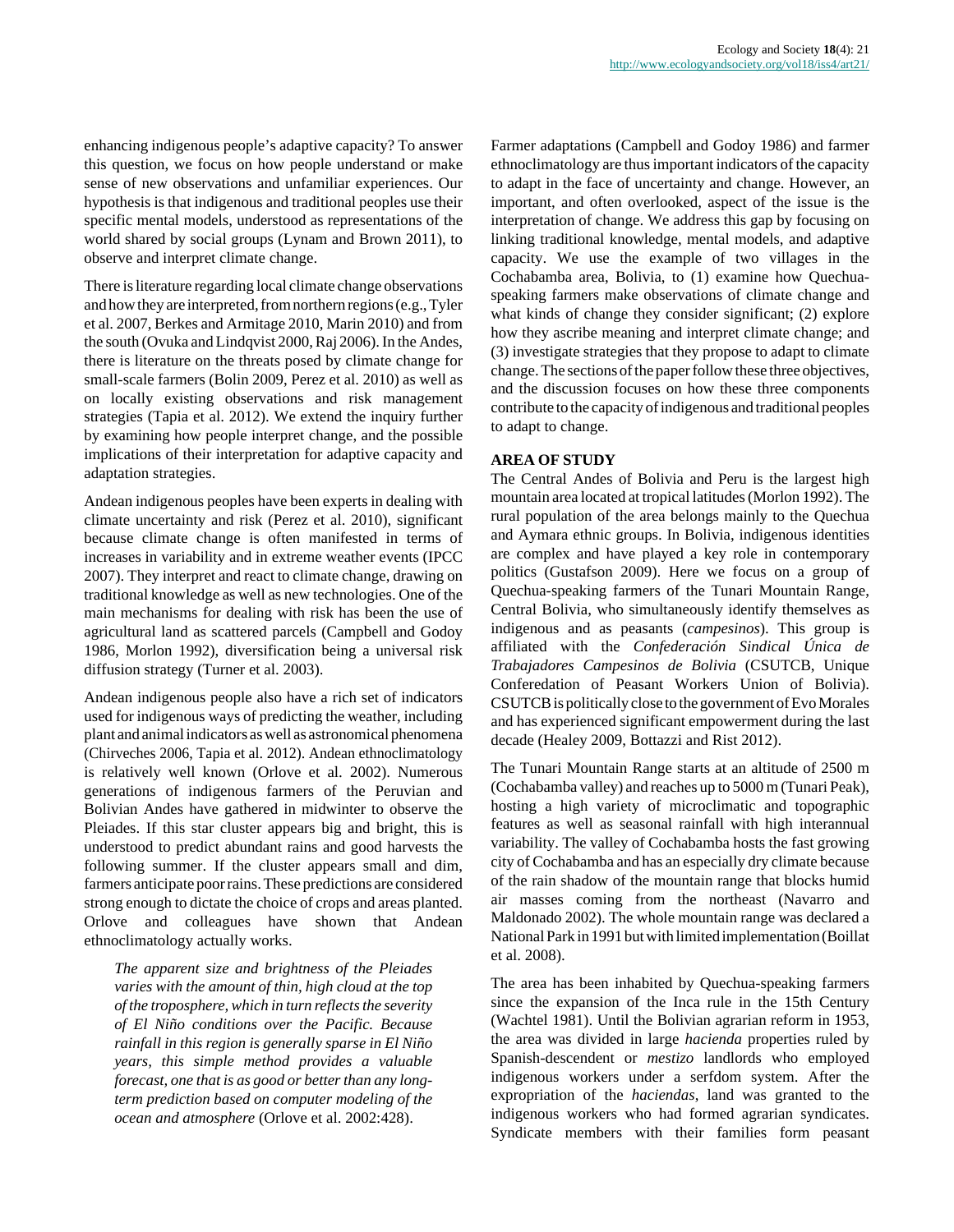enhancing indigenous people's adaptive capacity? To answer this question, we focus on how people understand or make sense of new observations and unfamiliar experiences. Our hypothesis is that indigenous and traditional peoples use their specific mental models, understood as representations of the world shared by social groups (Lynam and Brown 2011), to observe and interpret climate change.

There is literature regarding local climate change observations and how they are interpreted, from northern regions (e.g., Tyler et al. 2007, Berkes and Armitage 2010, Marin 2010) and from the south (Ovuka and Lindqvist 2000, Raj 2006). In the Andes, there is literature on the threats posed by climate change for small-scale farmers (Bolin 2009, Perez et al. 2010) as well as on locally existing observations and risk management strategies (Tapia et al. 2012). We extend the inquiry further by examining how people interpret change, and the possible implications of their interpretation for adaptive capacity and adaptation strategies.

Andean indigenous peoples have been experts in dealing with climate uncertainty and risk (Perez et al. 2010), significant because climate change is often manifested in terms of increases in variability and in extreme weather events (IPCC 2007). They interpret and react to climate change, drawing on traditional knowledge as well as new technologies. One of the main mechanisms for dealing with risk has been the use of agricultural land as scattered parcels (Campbell and Godoy 1986, Morlon 1992), diversification being a universal risk diffusion strategy (Turner et al. 2003).

Andean indigenous people also have a rich set of indicators used for indigenous ways of predicting the weather, including plant and animal indicators as well as astronomical phenomena (Chirveches 2006, Tapia et al. 2012). Andean ethnoclimatology is relatively well known (Orlove et al. 2002). Numerous generations of indigenous farmers of the Peruvian and Bolivian Andes have gathered in midwinter to observe the Pleiades. If this star cluster appears big and bright, this is understood to predict abundant rains and good harvests the following summer. If the cluster appears small and dim, farmers anticipate poor rains. These predictions are considered strong enough to dictate the choice of crops and areas planted. Orlove and colleagues have shown that Andean ethnoclimatology actually works.

> *The apparent size and brightness of the Pleiades varies with the amount of thin, high cloud at the top of the troposphere, which in turn reflects the severity of El Niño conditions over the Pacific. Because rainfall in this region is generally sparse in El Niño years, this simple method provides a valuable forecast, one that is as good or better than any long-term prediction based on computer modeling of the ocean and atmosphere* (Orlove et al. 2002:428).

Farmer adaptations (Campbell and Godoy 1986) and farmer ethnoclimatology are thus important indicators of the capacity to adapt in the face of uncertainty and change. However, an important, and often overlooked, aspect of the issue is the interpretation of change. We address this gap by focusing on linking traditional knowledge, mental models, and adaptive capacity. We use the example of two villages in the Cochabamba area, Bolivia, to (1) examine how Quechua-speaking farmers make observations of climate change and what kinds of change they consider significant; (2) explore how they ascribe meaning and interpret climate change; and (3) investigate strategies that they propose to adapt to climate change. The sections of the paper follow these three objectives, and the discussion focuses on how these three components contribute to the capacity of indigenous and traditional peoples to adapt to change.

## AREA OF STUDY

The Central Andes of Bolivia and Peru is the largest high mountain area located at tropical latitudes (Morlon 1992). The rural population of the area belongs mainly to the Quechua and Aymara ethnic groups. In Bolivia, indigenous identities are complex and have played a key role in contemporary politics (Gustafson 2009). Here we focus on a group of Quechua-speaking farmers of the Tunari Mountain Range, Central Bolivia, who simultaneously identify themselves as indigenous and as peasants (*campesinos*). This group is affiliated with the *Confederación Sindical Única de Trabajadores Campesinos de Bolivia* (CSUTCB, Unique Conferedation of Peasant Workers Union of Bolivia). CSUTCB is politically close to the government of Evo Morales and has experienced significant empowerment during the last decade (Healey 2009, Bottazzi and Rist 2012).

The Tunari Mountain Range starts at an altitude of 2500 m (Cochabamba valley) and reaches up to 5000 m (Tunari Peak), hosting a high variety of microclimatic and topographic features as well as seasonal rainfall with high interannual variability. The valley of Cochabamba hosts the fast growing city of Cochabamba and has an especially dry climate because of the rain shadow of the mountain range that blocks humid air masses coming from the northeast (Navarro and Maldonado 2002). The whole mountain range was declared a National Park in 1991 but with limited implementation (Boillat et al. 2008).

The area has been inhabited by Quechua-speaking farmers since the expansion of the Inca rule in the 15th Century (Wachtel 1981). Until the Bolivian agrarian reform in 1953, the area was divided in large *hacienda* properties ruled by Spanish-descendent or *mestizo* landlords who employed indigenous workers under a serfdom system. After the expropriation of the *haciendas*, land was granted to the indigenous workers who had formed agrarian syndicates. Syndicate members with their families form peasant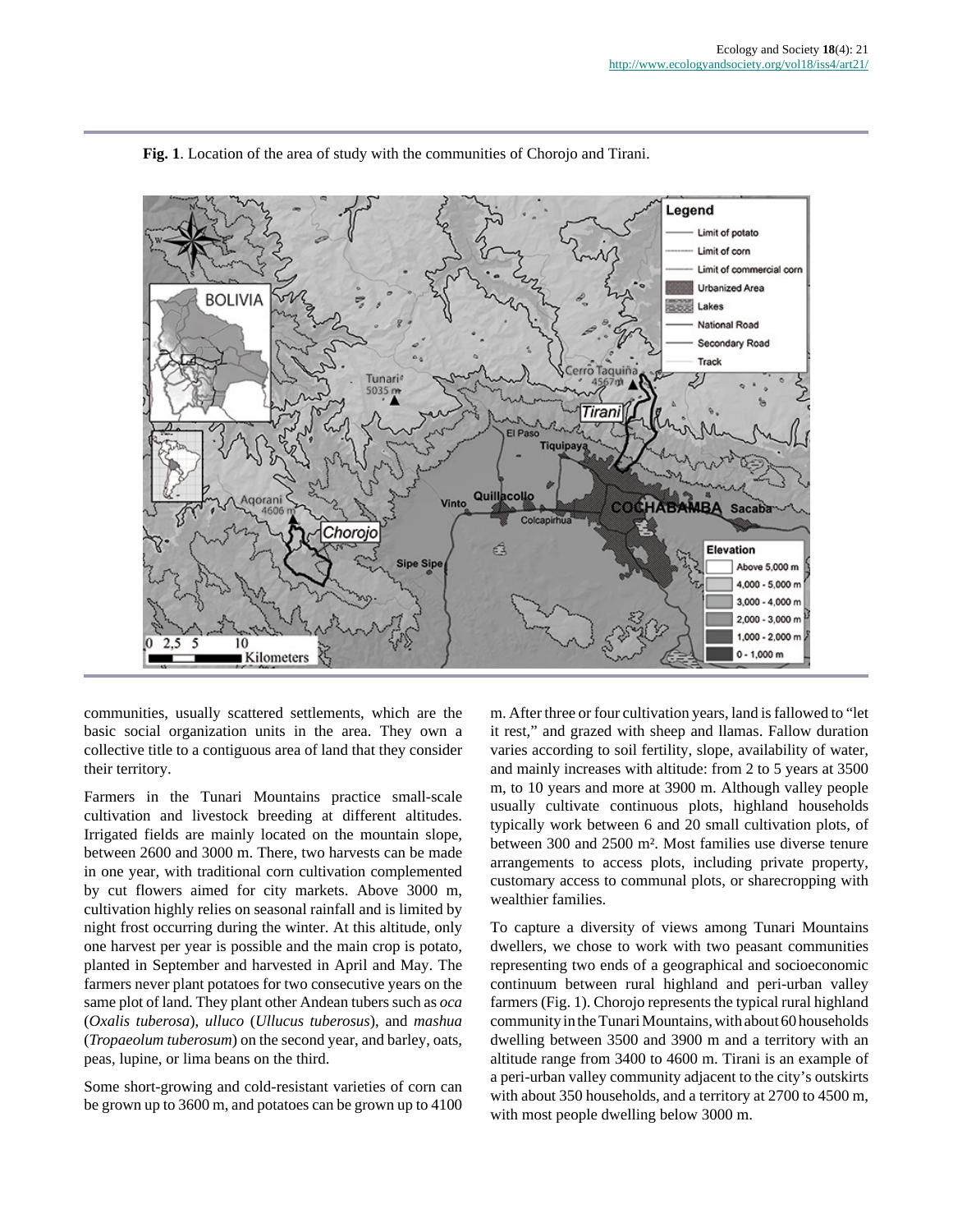**Fig. 1**. Location of the area of study with the communities of Chorojo and Tirani.

communities, usually scattered settlements, which are the basic social organization units in the area. They own a collective title to a contiguous area of land that they consider their territory.

Farmers in the Tunari Mountains practice small-scale cultivation and livestock breeding at different altitudes. Irrigated fields are mainly located on the mountain slope, between 2600 and 3000 m. There, two harvests can be made in one year, with traditional corn cultivation complemented by cut flowers aimed for city markets. Above 3000 m, cultivation highly relies on seasonal rainfall and is limited by night frost occurring during the winter. At this altitude, only one harvest per year is possible and the main crop is potato, planted in September and harvested in April and May. The farmers never plant potatoes for two consecutive years on the same plot of land. They plant other Andean tubers such as *oca* (*Oxalis tuberosa*), *ulluco* (*Ullucus tuberosus*), and *mashua* (*Tropaeolum tuberosum*) on the second year, and barley, oats, peas, lupine, or lima beans on the third.

Some short-growing and cold-resistant varieties of corn can be grown up to 3600 m, and potatoes can be grown up to 4100 m. After three or four cultivation years, land is fallowed to "let it rest," and grazed with sheep and llamas. Fallow duration varies according to soil fertility, slope, availability of water, and mainly increases with altitude: from 2 to 5 years at 3500 m, to 10 years and more at 3900 m. Although valley people usually cultivate continuous plots, highland households typically work between 6 and 20 small cultivation plots, of between 300 and 2500 m². Most families use diverse tenure arrangements to access plots, including private property, customary access to communal plots, or sharecropping with wealthier families.

To capture a diversity of views among Tunari Mountains dwellers, we chose to work with two peasant communities representing two ends of a geographical and socioeconomic continuum between rural highland and peri-urban valley farmers (Fig. 1). Chorojo represents the typical rural highland community in the Tunari Mountains, with about 60 households dwelling between 3500 and 3900 m and a territory with an altitude range from 3400 to 4600 m. Tirani is an example of a peri-urban valley community adjacent to the city's outskirts with about 350 households, and a territory at 2700 to 4500 m, with most people dwelling below 3000 m.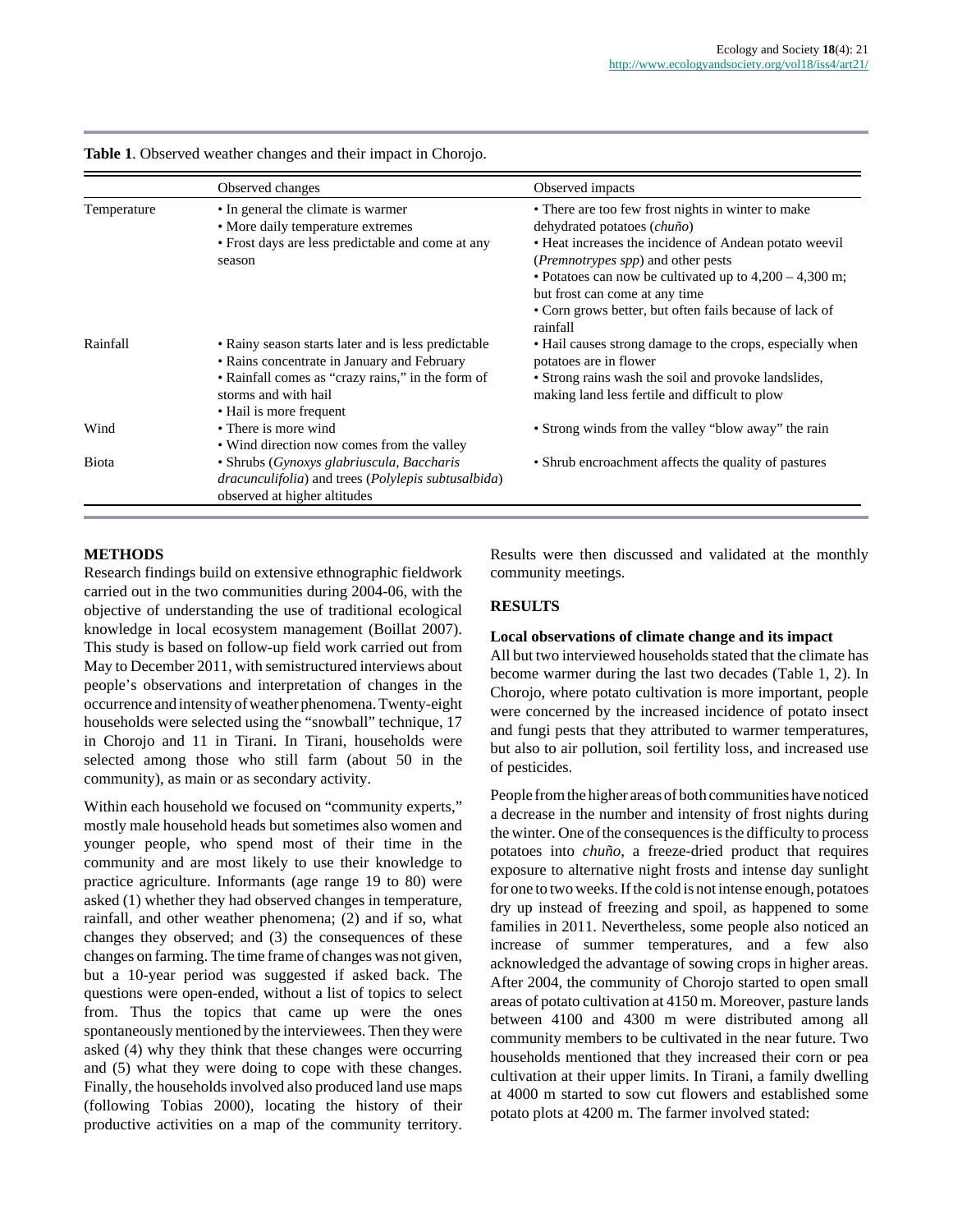**Table 1**. Observed weather changes and their impact in Chorojo.

| | Observed changes | Observed impacts |
|---|---|---|
| Temperature | • In general the climate is warmer<br>• More daily temperature extremes<br>• Frost days are less predictable and come at any season | • There are too few frost nights in winter to make dehydrated potatoes (*chuño*)<br>• Heat increases the incidence of Andean potato weevil (*Premnotrypes spp*) and other pests<br>• Potatoes can now be cultivated up to 4,200 – 4,300 m; but frost can come at any time<br>• Corn grows better, but often fails because of lack of rainfall |
| Rainfall | • Rainy season starts later and is less predictable<br>• Rains concentrate in January and February<br>• Rainfall comes as "crazy rains," in the form of storms and with hail<br>• Hail is more frequent | • Hail causes strong damage to the crops, especially when potatoes are in flower<br>• Strong rains wash the soil and provoke landslides, making land less fertile and difficult to plow |
| Wind | • There is more wind<br>• Wind direction now comes from the valley | • Strong winds from the valley "blow away" the rain |
| Biota | • Shrubs (*Gynoxys glabriuscula, Baccharis dracunculifolia*) and trees (*Polylepis subtusalbida*) observed at higher altitudes | • Shrub encroachment affects the quality of pastures |

## METHODS

Research findings build on extensive ethnographic fieldwork carried out in the two communities during 2004-06, with the objective of understanding the use of traditional ecological knowledge in local ecosystem management (Boillat 2007). This study is based on follow-up field work carried out from May to December 2011, with semistructured interviews about people's observations and interpretation of changes in the occurrence and intensity of weather phenomena. Twenty-eight households were selected using the "snowball" technique, 17 in Chorojo and 11 in Tirani. In Tirani, households were selected among those who still farm (about 50 in the community), as main or as secondary activity.

Within each household we focused on "community experts," mostly male household heads but sometimes also women and younger people, who spend most of their time in the community and are most likely to use their knowledge to practice agriculture. Informants (age range 19 to 80) were asked (1) whether they had observed changes in temperature, rainfall, and other weather phenomena; (2) and if so, what changes they observed; and (3) the consequences of these changes on farming. The time frame of changes was not given, but a 10-year period was suggested if asked back. The questions were open-ended, without a list of topics to select from. Thus the topics that came up were the ones spontaneously mentioned by the interviewees. Then they were asked (4) why they think that these changes were occurring and (5) what they were doing to cope with these changes. Finally, the households involved also produced land use maps (following Tobias 2000), locating the history of their productive activities on a map of the community territory. Results were then discussed and validated at the monthly community meetings.

## RESULTS

### Local observations of climate change and its impact

All but two interviewed households stated that the climate has become warmer during the last two decades (Table 1, 2). In Chorojo, where potato cultivation is more important, people were concerned by the increased incidence of potato insect and fungi pests that they attributed to warmer temperatures, but also to air pollution, soil fertility loss, and increased use of pesticides.

People from the higher areas of both communities have noticed a decrease in the number and intensity of frost nights during the winter. One of the consequences is the difficulty to process potatoes into *chuño*, a freeze-dried product that requires exposure to alternative night frosts and intense day sunlight for one to two weeks. If the cold is not intense enough, potatoes dry up instead of freezing and spoil, as happened to some families in 2011. Nevertheless, some people also noticed an increase of summer temperatures, and a few also acknowledged the advantage of sowing crops in higher areas. After 2004, the community of Chorojo started to open small areas of potato cultivation at 4150 m. Moreover, pasture lands between 4100 and 4300 m were distributed among all community members to be cultivated in the near future. Two households mentioned that they increased their corn or pea cultivation at their upper limits. In Tirani, a family dwelling at 4000 m started to sow cut flowers and established some potato plots at 4200 m. The farmer involved stated: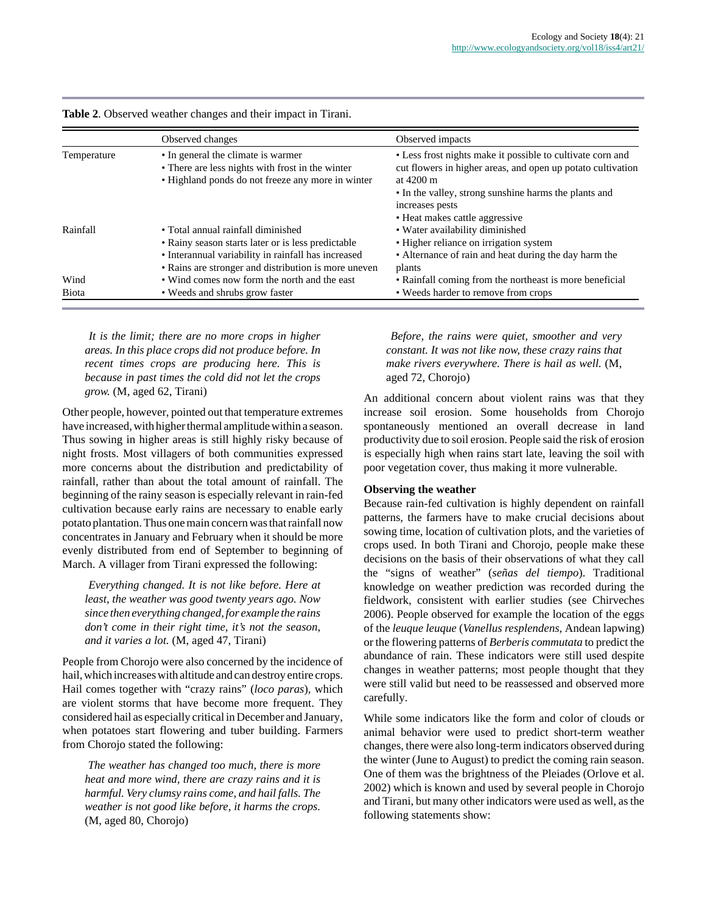**Table 2**. Observed weather changes and their impact in Tirani.

| | Observed changes | Observed impacts |
|---|---|---|
| Temperature | • In general the climate is warmer<br>• There are less nights with frost in the winter<br>• Highland ponds do not freeze any more in winter | • Less frost nights make it possible to cultivate corn and cut flowers in higher areas, and open up potato cultivation at 4200 m<br>• In the valley, strong sunshine harms the plants and increases pests<br>• Heat makes cattle aggressive |
| Rainfall | • Total annual rainfall diminished<br>• Rainy season starts later or is less predictable<br>• Interannual variability in rainfall has increased<br>• Rains are stronger and distribution is more uneven | • Water availability diminished<br>• Higher reliance on irrigation system<br>• Alternance of rain and heat during the day harm the plants |
| Wind | • Wind comes now form the north and the east | • Rainfall coming from the northeast is more beneficial |
| Biota | • Weeds and shrubs grow faster | • Weeds harder to remove from crops |

> *It is the limit; there are no more crops in higher areas. In this place crops did not produce before. In recent times crops are producing here. This is because in past times the cold did not let the crops grow.* (M, aged 62, Tirani)

Other people, however, pointed out that temperature extremes have increased, with higher thermal amplitude within a season. Thus sowing in higher areas is still highly risky because of night frosts. Most villagers of both communities expressed more concerns about the distribution and predictability of rainfall, rather than about the total amount of rainfall. The beginning of the rainy season is especially relevant in rain-fed cultivation because early rains are necessary to enable early potato plantation. Thus one main concern was that rainfall now concentrates in January and February when it should be more evenly distributed from end of September to beginning of March. A villager from Tirani expressed the following:

> *Everything changed. It is not like before. Here at least, the weather was good twenty years ago. Now since then everything changed, for example the rains don't come in their right time, it's not the season, and it varies a lot.* (M, aged 47, Tirani)

People from Chorojo were also concerned by the incidence of hail, which increases with altitude and can destroy entire crops. Hail comes together with "crazy rains" (*loco paras*), which are violent storms that have become more frequent. They considered hail as especially critical in December and January, when potatoes start flowering and tuber building. Farmers from Chorojo stated the following:

> *The weather has changed too much, there is more heat and more wind, there are crazy rains and it is harmful. Very clumsy rains come, and hail falls. The weather is not good like before, it harms the crops.* (M, aged 80, Chorojo)

> *Before, the rains were quiet, smoother and very constant. It was not like now, these crazy rains that make rivers everywhere. There is hail as well.* (M, aged 72, Chorojo)

An additional concern about violent rains was that they increase soil erosion. Some households from Chorojo spontaneously mentioned an overall decrease in land productivity due to soil erosion. People said the risk of erosion is especially high when rains start late, leaving the soil with poor vegetation cover, thus making it more vulnerable.

### Observing the weather

Because rain-fed cultivation is highly dependent on rainfall patterns, the farmers have to make crucial decisions about sowing time, location of cultivation plots, and the varieties of crops used. In both Tirani and Chorojo, people make these decisions on the basis of their observations of what they call the "signs of weather" (*señas del tiempo*). Traditional knowledge on weather prediction was recorded during the fieldwork, consistent with earlier studies (see Chirveches 2006). People observed for example the location of the eggs of the *leuque leuque* (*Vanellus resplendens*, Andean lapwing) or the flowering patterns of *Berberis commutata* to predict the abundance of rain. These indicators were still used despite changes in weather patterns; most people thought that they were still valid but need to be reassessed and observed more carefully.

While some indicators like the form and color of clouds or animal behavior were used to predict short-term weather changes, there were also long-term indicators observed during the winter (June to August) to predict the coming rain season. One of them was the brightness of the Pleiades (Orlove et al. 2002) which is known and used by several people in Chorojo and Tirani, but many other indicators were used as well, as the following statements show: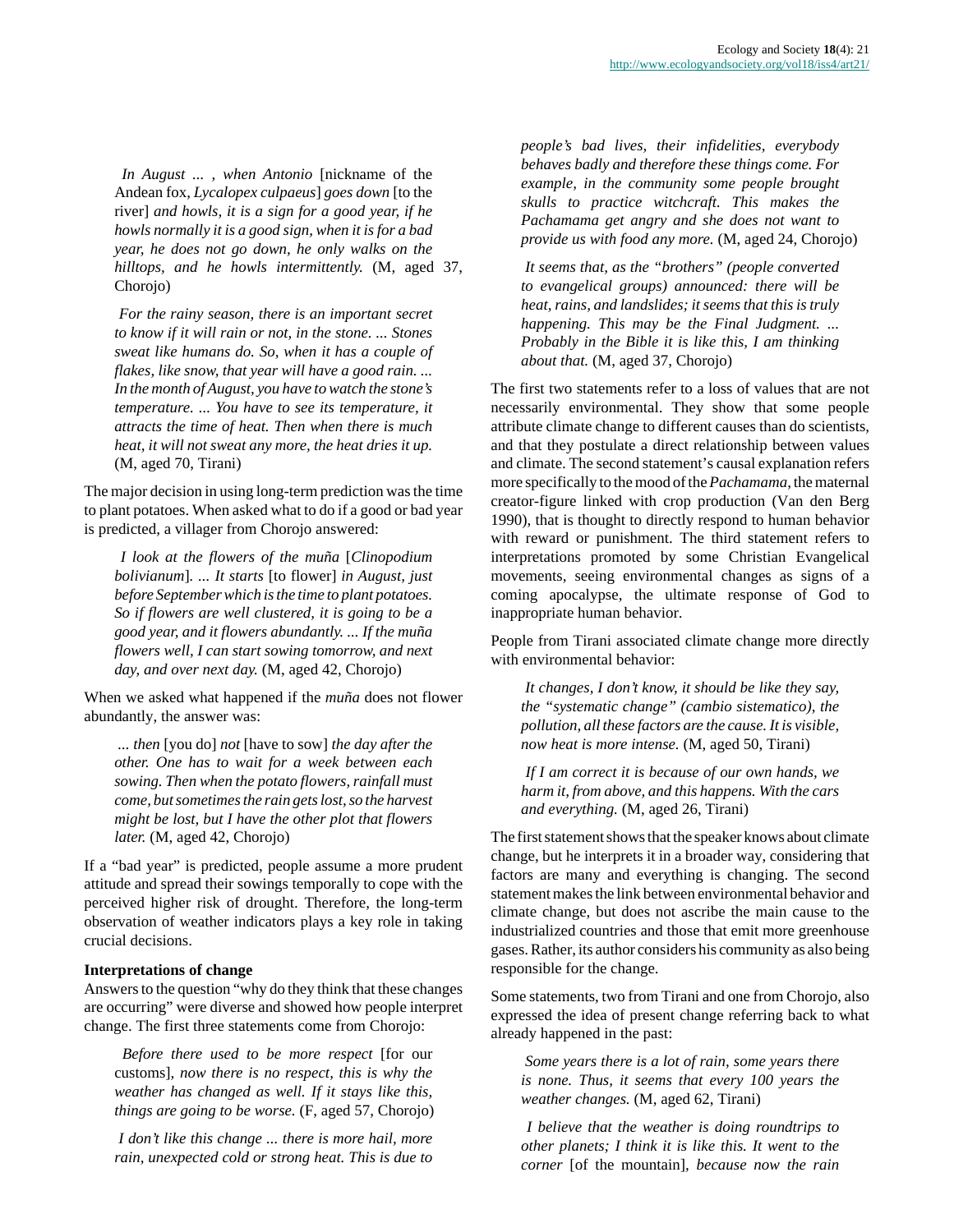> *In August ... , when Antonio* [nickname of the Andean fox, *Lycalopex culpaeus*] *goes down* [to the river] *and howls, it is a sign for a good year, if he howls normally it is a good sign, when it is for a bad year, he does not go down, he only walks on the hilltops, and he howls intermittently.* (M, aged 37, Chorojo)

> *For the rainy season, there is an important secret to know if it will rain or not, in the stone. ... Stones sweat like humans do. So, when it has a couple of flakes, like snow, that year will have a good rain. ... In the month of August, you have to watch the stone's temperature. ... You have to see its temperature, it attracts the time of heat. Then when there is much heat, it will not sweat any more, the heat dries it up.* (M, aged 70, Tirani)

The major decision in using long-term prediction was the time to plant potatoes. When asked what to do if a good or bad year is predicted, a villager from Chorojo answered:

> *I look at the flowers of the muña* [*Clinopodium bolivianum*]. *... It starts* [to flower] *in August, just before September which is the time to plant potatoes. So if flowers are well clustered, it is going to be a good year, and it flowers abundantly. ... If the muña flowers well, I can start sowing tomorrow, and next day, and over next day.* (M, aged 42, Chorojo)

When we asked what happened if the *muña* does not flower abundantly, the answer was:

> *... then* [you do] *not* [have to sow] *the day after the other. One has to wait for a week between each sowing. Then when the potato flowers, rainfall must come, but sometimes the rain gets lost, so the harvest might be lost, but I have the other plot that flowers later.* (M, aged 42, Chorojo)

If a "bad year" is predicted, people assume a more prudent attitude and spread their sowings temporally to cope with the perceived higher risk of drought. Therefore, the long-term observation of weather indicators plays a key role in taking crucial decisions.

**Interpretations of change**

Answers to the question "why do they think that these changes are occurring" were diverse and showed how people interpret change. The first three statements come from Chorojo:

> *Before there used to be more respect* [for our customs], *now there is no respect, this is why the weather has changed as well. If it stays like this, things are going to be worse.* (F, aged 57, Chorojo)

> *I don't like this change ... there is more hail, more rain, unexpected cold or strong heat. This is due to people's bad lives, their infidelities, everybody behaves badly and therefore these things come. For example, in the community some people brought skulls to practice witchcraft. This makes the Pachamama get angry and she does not want to provide us with food any more.* (M, aged 24, Chorojo)

> *It seems that, as the "brothers" (people converted to evangelical groups) announced: there will be heat, rains, and landslides; it seems that this is truly happening. This may be the Final Judgment. ... Probably in the Bible it is like this, I am thinking about that.* (M, aged 37, Chorojo)

The first two statements refer to a loss of values that are not necessarily environmental. They show that some people attribute climate change to different causes than do scientists, and that they postulate a direct relationship between values and climate. The second statement's causal explanation refers more specifically to the mood of the *Pachamama*, the maternal creator-figure linked with crop production (Van den Berg 1990), that is thought to directly respond to human behavior with reward or punishment. The third statement refers to interpretations promoted by some Christian Evangelical movements, seeing environmental changes as signs of a coming apocalypse, the ultimate response of God to inappropriate human behavior.

People from Tirani associated climate change more directly with environmental behavior:

> *It changes, I don't know, it should be like they say, the "systematic change" (cambio sistematico), the pollution, all these factors are the cause. It is visible, now heat is more intense.* (M, aged 50, Tirani)

> *If I am correct it is because of our own hands, we harm it, from above, and this happens. With the cars and everything.* (M, aged 26, Tirani)

The first statement shows that the speaker knows about climate change, but he interprets it in a broader way, considering that factors are many and everything is changing. The second statement makes the link between environmental behavior and climate change, but does not ascribe the main cause to the industrialized countries and those that emit more greenhouse gases. Rather, its author considers his community as also being responsible for the change.

Some statements, two from Tirani and one from Chorojo, also expressed the idea of present change referring back to what already happened in the past:

> *Some years there is a lot of rain, some years there is none. Thus, it seems that every 100 years the weather changes.* (M, aged 62, Tirani)

> *I believe that the weather is doing roundtrips to other planets; I think it is like this. It went to the corner* [of the mountain], *because now the rain*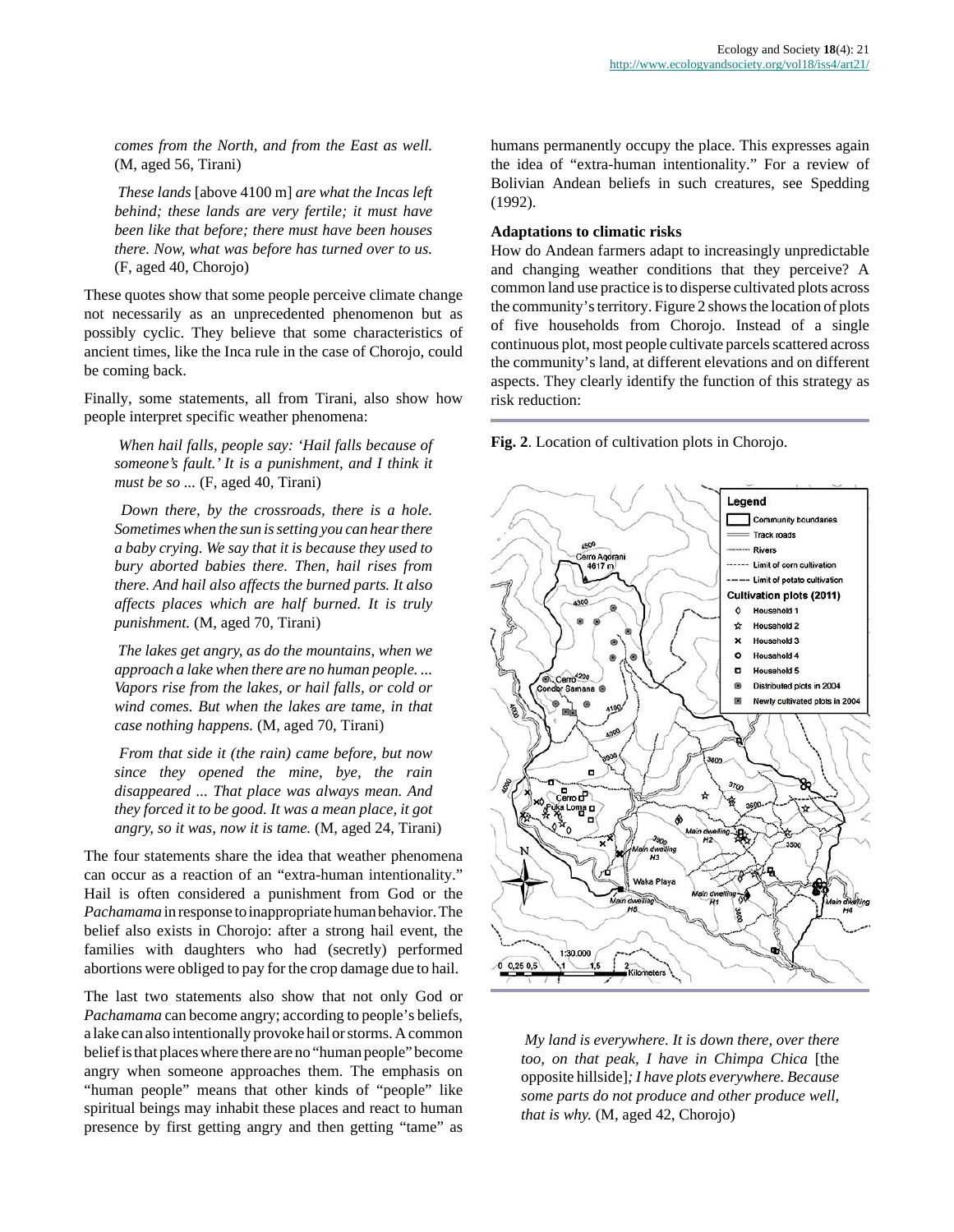*comes from the North, and from the East as well.* (M, aged 56, Tirani)

*These lands* [above 4100 m] *are what the Incas left behind; these lands are very fertile; it must have been like that before; there must have been houses there. Now, what was before has turned over to us.* (F, aged 40, Chorojo)

These quotes show that some people perceive climate change not necessarily as an unprecedented phenomenon but as possibly cyclic. They believe that some characteristics of ancient times, like the Inca rule in the case of Chorojo, could be coming back.

Finally, some statements, all from Tirani, also show how people interpret specific weather phenomena:

*When hail falls, people say: 'Hail falls because of someone's fault.' It is a punishment, and I think it must be so ...* (F, aged 40, Tirani)

*Down there, by the crossroads, there is a hole. Sometimes when the sun is setting you can hear there a baby crying. We say that it is because they used to bury aborted babies there. Then, hail rises from there. And hail also affects the burned parts. It also affects places which are half burned. It is truly punishment.* (M, aged 70, Tirani)

*The lakes get angry, as do the mountains, when we approach a lake when there are no human people. ... Vapors rise from the lakes, or hail falls, or cold or wind comes. But when the lakes are tame, in that case nothing happens.* (M, aged 70, Tirani)

*From that side it (the rain) came before, but now since they opened the mine, bye, the rain disappeared ... That place was always mean. And they forced it to be good. It was a mean place, it got angry, so it was, now it is tame.* (M, aged 24, Tirani)

The four statements share the idea that weather phenomena can occur as a reaction of an "extra-human intentionality." Hail is often considered a punishment from God or the *Pachamama* in response to inappropriate human behavior. The belief also exists in Chorojo: after a strong hail event, the families with daughters who had (secretly) performed abortions were obliged to pay for the crop damage due to hail.

The last two statements also show that not only God or *Pachamama* can become angry; according to people's beliefs, a lake can also intentionally provoke hail or storms. A common belief is that places where there are no "human people" become angry when someone approaches them. The emphasis on "human people" means that other kinds of "people" like spiritual beings may inhabit these places and react to human presence by first getting angry and then getting "tame" as humans permanently occupy the place. This expresses again the idea of "extra-human intentionality." For a review of Bolivian Andean beliefs in such creatures, see Spedding (1992).

### Adaptations to climatic risks

How do Andean farmers adapt to increasingly unpredictable and changing weather conditions that they perceive? A common land use practice is to disperse cultivated plots across the community's territory. Figure 2 shows the location of plots of five households from Chorojo. Instead of a single continuous plot, most people cultivate parcels scattered across the community's land, at different elevations and on different aspects. They clearly identify the function of this strategy as risk reduction:

**Fig. 2**. Location of cultivation plots in Chorojo.

Legend
Community boundaries
Track roads
Rivers
Limit of corn cultivation
Limit of potato cultivation
Cultivation plots (2011)
Household 1
Household 2
Household 3
Household 4
Household 5
Distributed plots in 2004
Newly cultivated plots in 2004

Cerro Aqorani 4617 m
Cerro Condor Samana
Cerro Puka Loma
Main dwelling H1
Main dwelling H2
Main dwelling H3
Main dwelling H4
Main dwelling H5
Waka Playa
N
1:30.000
0 0,25 0,5 1 1,5 2 Kilometers

*My land is everywhere. It is down there, over there too, on that peak, I have in Chimpa Chica* [the opposite hillside]*; I have plots everywhere. Because some parts do not produce and other produce well, that is why.* (M, aged 42, Chorojo)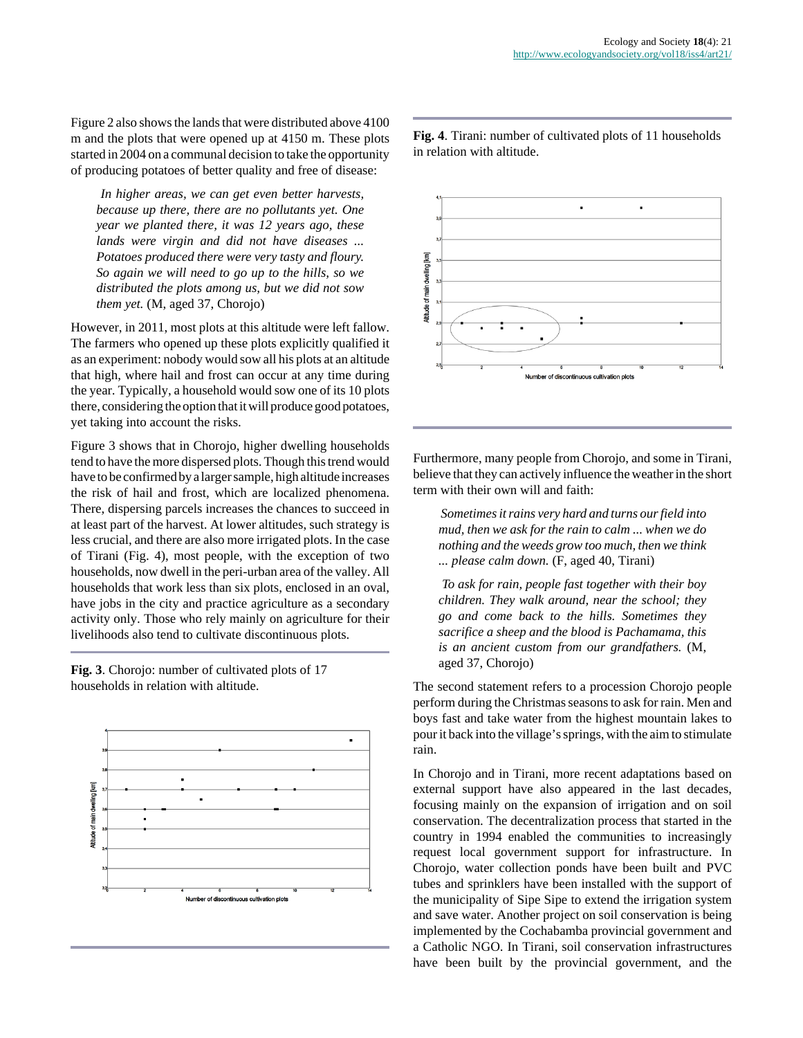Figure 2 also shows the lands that were distributed above 4100 m and the plots that were opened up at 4150 m. These plots started in 2004 on a communal decision to take the opportunity of producing potatoes of better quality and free of disease:

> *In higher areas, we can get even better harvests, because up there, there are no pollutants yet. One year we planted there, it was 12 years ago, these lands were virgin and did not have diseases ... Potatoes produced there were very tasty and floury. So again we will need to go up to the hills, so we distributed the plots among us, but we did not sow them yet.* (M, aged 37, Chorojo)

However, in 2011, most plots at this altitude were left fallow. The farmers who opened up these plots explicitly qualified it as an experiment: nobody would sow all his plots at an altitude that high, where hail and frost can occur at any time during the year. Typically, a household would sow one of its 10 plots there, considering the option that it will produce good potatoes, yet taking into account the risks.

Figure 3 shows that in Chorojo, higher dwelling households tend to have the more dispersed plots. Though this trend would have to be confirmed by a larger sample, high altitude increases the risk of hail and frost, which are localized phenomena. There, dispersing parcels increases the chances to succeed in at least part of the harvest. At lower altitudes, such strategy is less crucial, and there are also more irrigated plots. In the case of Tirani (Fig. 4), most people, with the exception of two households, now dwell in the peri-urban area of the valley. All households that work less than six plots, enclosed in an oval, have jobs in the city and practice agriculture as a secondary activity only. Those who rely mainly on agriculture for their livelihoods also tend to cultivate discontinuous plots.

**Fig. 3**. Chorojo: number of cultivated plots of 17 households in relation with altitude.

**Fig. 4**. Tirani: number of cultivated plots of 11 households in relation with altitude.

Furthermore, many people from Chorojo, and some in Tirani, believe that they can actively influence the weather in the short term with their own will and faith:

> *Sometimes it rains very hard and turns our field into mud, then we ask for the rain to calm ... when we do nothing and the weeds grow too much, then we think ... please calm down.* (F, aged 40, Tirani)

> *To ask for rain, people fast together with their boy children. They walk around, near the school; they go and come back to the hills. Sometimes they sacrifice a sheep and the blood is Pachamama, this is an ancient custom from our grandfathers.* (M, aged 37, Chorojo)

The second statement refers to a procession Chorojo people perform during the Christmas seasons to ask for rain. Men and boys fast and take water from the highest mountain lakes to pour it back into the village's springs, with the aim to stimulate rain.

In Chorojo and in Tirani, more recent adaptations based on external support have also appeared in the last decades, focusing mainly on the expansion of irrigation and on soil conservation. The decentralization process that started in the country in 1994 enabled the communities to increasingly request local government support for infrastructure. In Chorojo, water collection ponds have been built and PVC tubes and sprinklers have been installed with the support of the municipality of Sipe Sipe to extend the irrigation system and save water. Another project on soil conservation is being implemented by the Cochabamba provincial government and a Catholic NGO. In Tirani, soil conservation infrastructures have been built by the provincial government, and the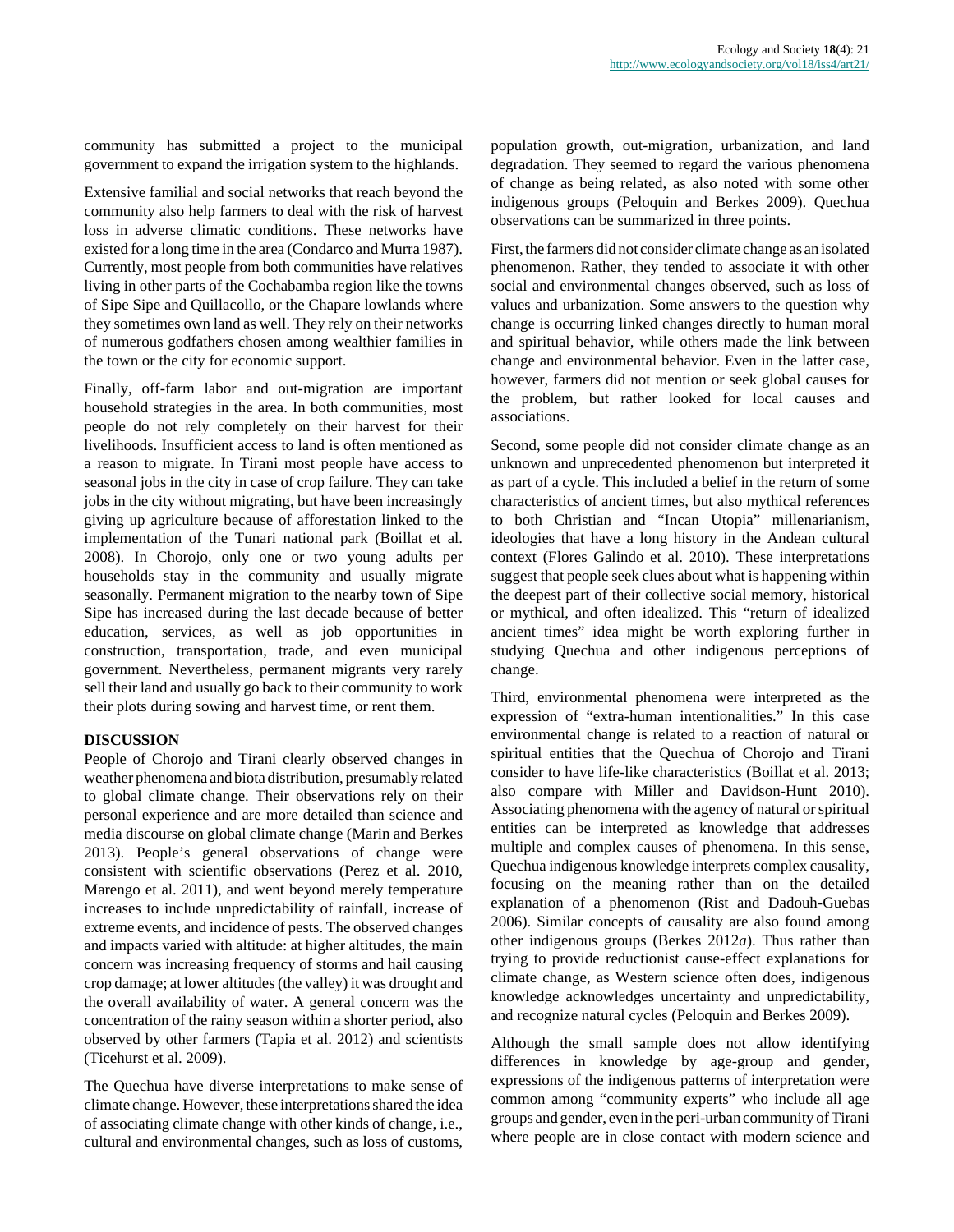community has submitted a project to the municipal government to expand the irrigation system to the highlands.

Extensive familial and social networks that reach beyond the community also help farmers to deal with the risk of harvest loss in adverse climatic conditions. These networks have existed for a long time in the area (Condarco and Murra 1987). Currently, most people from both communities have relatives living in other parts of the Cochabamba region like the towns of Sipe Sipe and Quillacollo, or the Chapare lowlands where they sometimes own land as well. They rely on their networks of numerous godfathers chosen among wealthier families in the town or the city for economic support.

Finally, off-farm labor and out-migration are important household strategies in the area. In both communities, most people do not rely completely on their harvest for their livelihoods. Insufficient access to land is often mentioned as a reason to migrate. In Tirani most people have access to seasonal jobs in the city in case of crop failure. They can take jobs in the city without migrating, but have been increasingly giving up agriculture because of afforestation linked to the implementation of the Tunari national park (Boillat et al. 2008). In Chorojo, only one or two young adults per households stay in the community and usually migrate seasonally. Permanent migration to the nearby town of Sipe Sipe has increased during the last decade because of better education, services, as well as job opportunities in construction, transportation, trade, and even municipal government. Nevertheless, permanent migrants very rarely sell their land and usually go back to their community to work their plots during sowing and harvest time, or rent them.

## DISCUSSION

People of Chorojo and Tirani clearly observed changes in weather phenomena and biota distribution, presumably related to global climate change. Their observations rely on their personal experience and are more detailed than science and media discourse on global climate change (Marin and Berkes 2013). People's general observations of change were consistent with scientific observations (Perez et al. 2010, Marengo et al. 2011), and went beyond merely temperature increases to include unpredictability of rainfall, increase of extreme events, and incidence of pests. The observed changes and impacts varied with altitude: at higher altitudes, the main concern was increasing frequency of storms and hail causing crop damage; at lower altitudes (the valley) it was drought and the overall availability of water. A general concern was the concentration of the rainy season within a shorter period, also observed by other farmers (Tapia et al. 2012) and scientists (Ticehurst et al. 2009).

The Quechua have diverse interpretations to make sense of climate change. However, these interpretations shared the idea of associating climate change with other kinds of change, i.e., cultural and environmental changes, such as loss of customs, population growth, out-migration, urbanization, and land degradation. They seemed to regard the various phenomena of change as being related, as also noted with some other indigenous groups (Peloquin and Berkes 2009). Quechua observations can be summarized in three points.

First, the farmers did not consider climate change as an isolated phenomenon. Rather, they tended to associate it with other social and environmental changes observed, such as loss of values and urbanization. Some answers to the question why change is occurring linked changes directly to human moral and spiritual behavior, while others made the link between change and environmental behavior. Even in the latter case, however, farmers did not mention or seek global causes for the problem, but rather looked for local causes and associations.

Second, some people did not consider climate change as an unknown and unprecedented phenomenon but interpreted it as part of a cycle. This included a belief in the return of some characteristics of ancient times, but also mythical references to both Christian and "Incan Utopia" millenarianism, ideologies that have a long history in the Andean cultural context (Flores Galindo et al. 2010). These interpretations suggest that people seek clues about what is happening within the deepest part of their collective social memory, historical or mythical, and often idealized. This "return of idealized ancient times" idea might be worth exploring further in studying Quechua and other indigenous perceptions of change.

Third, environmental phenomena were interpreted as the expression of "extra-human intentionalities." In this case environmental change is related to a reaction of natural or spiritual entities that the Quechua of Chorojo and Tirani consider to have life-like characteristics (Boillat et al. 2013; also compare with Miller and Davidson-Hunt 2010). Associating phenomena with the agency of natural or spiritual entities can be interpreted as knowledge that addresses multiple and complex causes of phenomena. In this sense, Quechua indigenous knowledge interprets complex causality, focusing on the meaning rather than on the detailed explanation of a phenomenon (Rist and Dadouh-Guebas 2006). Similar concepts of causality are also found among other indigenous groups (Berkes 2012*a*). Thus rather than trying to provide reductionist cause-effect explanations for climate change, as Western science often does, indigenous knowledge acknowledges uncertainty and unpredictability, and recognize natural cycles (Peloquin and Berkes 2009).

Although the small sample does not allow identifying differences in knowledge by age-group and gender, expressions of the indigenous patterns of interpretation were common among "community experts" who include all age groups and gender, even in the peri-urban community of Tirani where people are in close contact with modern science and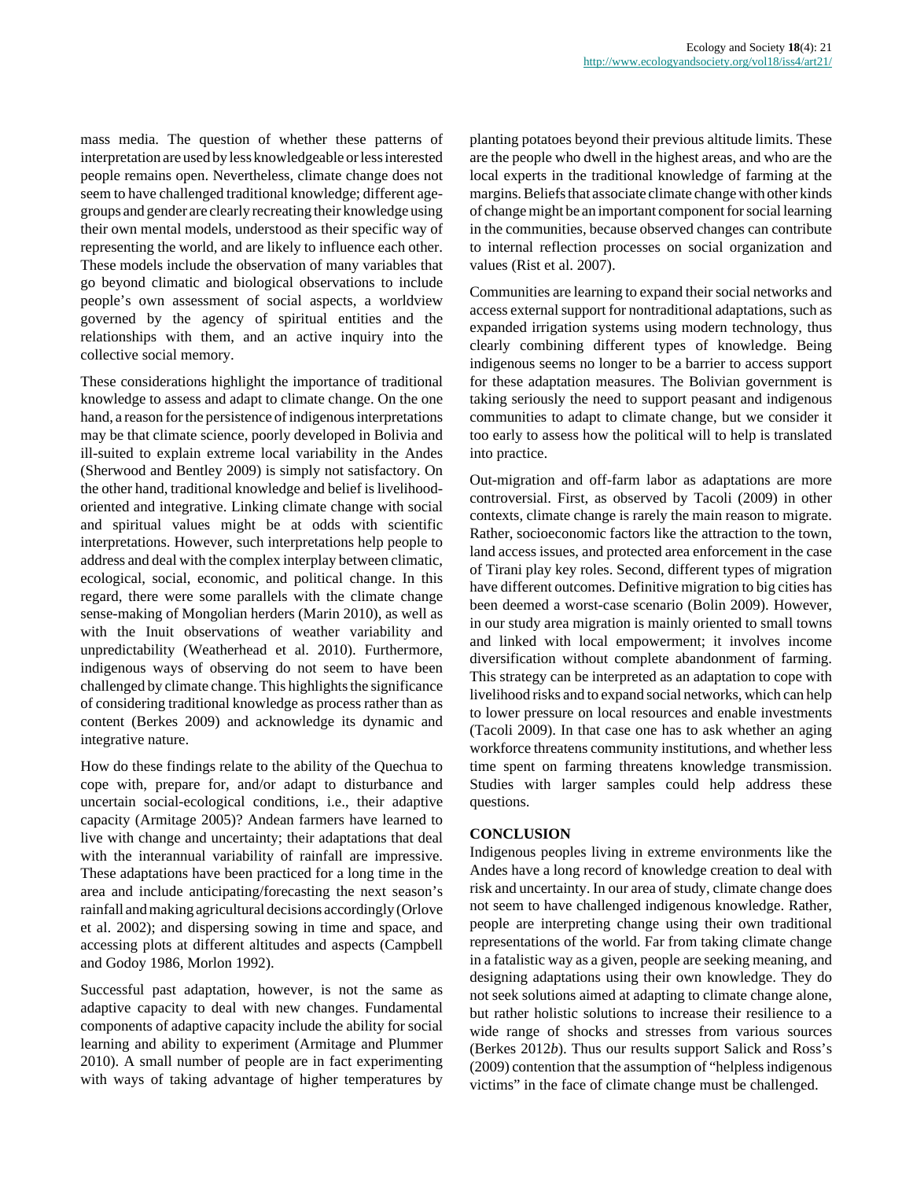mass media. The question of whether these patterns of interpretation are used by less knowledgeable or less interested people remains open. Nevertheless, climate change does not seem to have challenged traditional knowledge; different age-groups and gender are clearly recreating their knowledge using their own mental models, understood as their specific way of representing the world, and are likely to influence each other. These models include the observation of many variables that go beyond climatic and biological observations to include people's own assessment of social aspects, a worldview governed by the agency of spiritual entities and the relationships with them, and an active inquiry into the collective social memory.

These considerations highlight the importance of traditional knowledge to assess and adapt to climate change. On the one hand, a reason for the persistence of indigenous interpretations may be that climate science, poorly developed in Bolivia and ill-suited to explain extreme local variability in the Andes (Sherwood and Bentley 2009) is simply not satisfactory. On the other hand, traditional knowledge and belief is livelihood-oriented and integrative. Linking climate change with social and spiritual values might be at odds with scientific interpretations. However, such interpretations help people to address and deal with the complex interplay between climatic, ecological, social, economic, and political change. In this regard, there were some parallels with the climate change sense-making of Mongolian herders (Marin 2010), as well as with the Inuit observations of weather variability and unpredictability (Weatherhead et al. 2010). Furthermore, indigenous ways of observing do not seem to have been challenged by climate change. This highlights the significance of considering traditional knowledge as process rather than as content (Berkes 2009) and acknowledge its dynamic and integrative nature.

How do these findings relate to the ability of the Quechua to cope with, prepare for, and/or adapt to disturbance and uncertain social-ecological conditions, i.e., their adaptive capacity (Armitage 2005)? Andean farmers have learned to live with change and uncertainty; their adaptations that deal with the interannual variability of rainfall are impressive. These adaptations have been practiced for a long time in the area and include anticipating/forecasting the next season's rainfall and making agricultural decisions accordingly (Orlove et al. 2002); and dispersing sowing in time and space, and accessing plots at different altitudes and aspects (Campbell and Godoy 1986, Morlon 1992).

Successful past adaptation, however, is not the same as adaptive capacity to deal with new changes. Fundamental components of adaptive capacity include the ability for social learning and ability to experiment (Armitage and Plummer 2010). A small number of people are in fact experimenting with ways of taking advantage of higher temperatures by planting potatoes beyond their previous altitude limits. These are the people who dwell in the highest areas, and who are the local experts in the traditional knowledge of farming at the margins. Beliefs that associate climate change with other kinds of change might be an important component for social learning in the communities, because observed changes can contribute to internal reflection processes on social organization and values (Rist et al. 2007).

Communities are learning to expand their social networks and access external support for nontraditional adaptations, such as expanded irrigation systems using modern technology, thus clearly combining different types of knowledge. Being indigenous seems no longer to be a barrier to access support for these adaptation measures. The Bolivian government is taking seriously the need to support peasant and indigenous communities to adapt to climate change, but we consider it too early to assess how the political will to help is translated into practice.

Out-migration and off-farm labor as adaptations are more controversial. First, as observed by Tacoli (2009) in other contexts, climate change is rarely the main reason to migrate. Rather, socioeconomic factors like the attraction to the town, land access issues, and protected area enforcement in the case of Tirani play key roles. Second, different types of migration have different outcomes. Definitive migration to big cities has been deemed a worst-case scenario (Bolin 2009). However, in our study area migration is mainly oriented to small towns and linked with local empowerment; it involves income diversification without complete abandonment of farming. This strategy can be interpreted as an adaptation to cope with livelihood risks and to expand social networks, which can help to lower pressure on local resources and enable investments (Tacoli 2009). In that case one has to ask whether an aging workforce threatens community institutions, and whether less time spent on farming threatens knowledge transmission. Studies with larger samples could help address these questions.

## CONCLUSION

Indigenous peoples living in extreme environments like the Andes have a long record of knowledge creation to deal with risk and uncertainty. In our area of study, climate change does not seem to have challenged indigenous knowledge. Rather, people are interpreting change using their own traditional representations of the world. Far from taking climate change in a fatalistic way as a given, people are seeking meaning, and designing adaptations using their own knowledge. They do not seek solutions aimed at adapting to climate change alone, but rather holistic solutions to increase their resilience to a wide range of shocks and stresses from various sources (Berkes 2012*b*). Thus our results support Salick and Ross's (2009) contention that the assumption of "helpless indigenous victims" in the face of climate change must be challenged.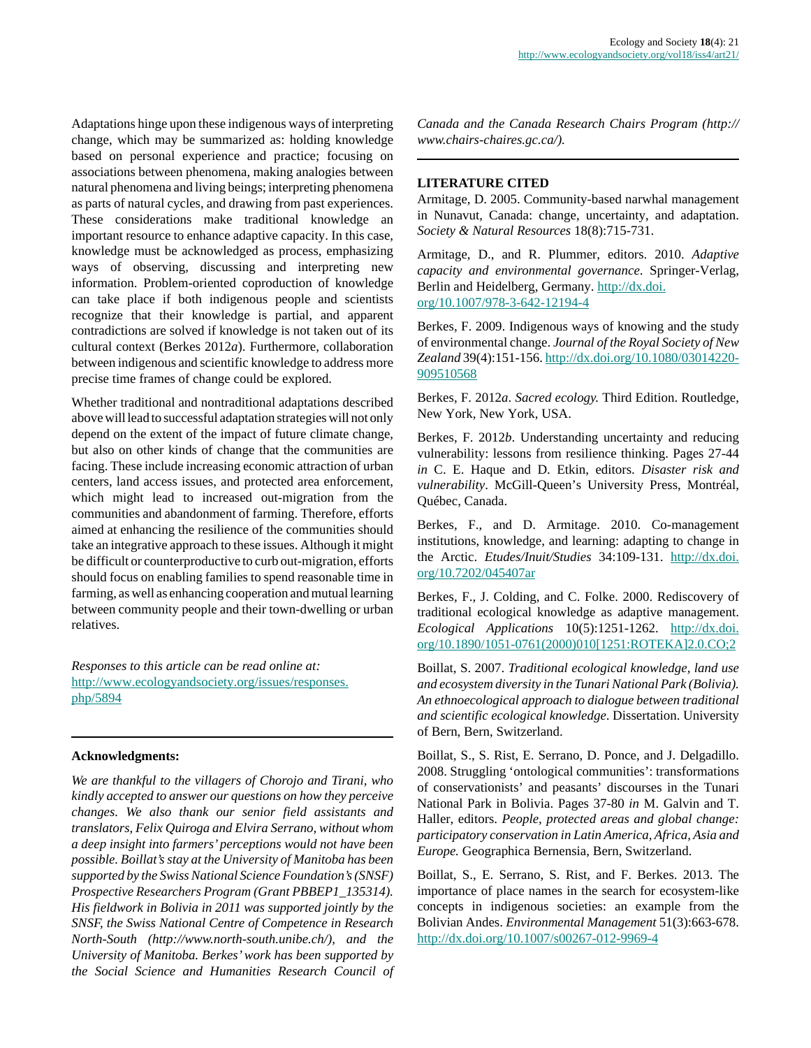Adaptations hinge upon these indigenous ways of interpreting change, which may be summarized as: holding knowledge based on personal experience and practice; focusing on associations between phenomena, making analogies between natural phenomena and living beings; interpreting phenomena as parts of natural cycles, and drawing from past experiences. These considerations make traditional knowledge an important resource to enhance adaptive capacity. In this case, knowledge must be acknowledged as process, emphasizing ways of observing, discussing and interpreting new information. Problem-oriented coproduction of knowledge can take place if both indigenous people and scientists recognize that their knowledge is partial, and apparent contradictions are solved if knowledge is not taken out of its cultural context (Berkes 2012*a*). Furthermore, collaboration between indigenous and scientific knowledge to address more precise time frames of change could be explored.

Whether traditional and nontraditional adaptations described above will lead to successful adaptation strategies will not only depend on the extent of the impact of future climate change, but also on other kinds of change that the communities are facing. These include increasing economic attraction of urban centers, land access issues, and protected area enforcement, which might lead to increased out-migration from the communities and abandonment of farming. Therefore, efforts aimed at enhancing the resilience of the communities should take an integrative approach to these issues. Although it might be difficult or counterproductive to curb out-migration, efforts should focus on enabling families to spend reasonable time in farming, as well as enhancing cooperation and mutual learning between community people and their town-dwelling or urban relatives.

*Responses to this article can be read online at:*
http://www.ecologyandsociety.org/issues/responses.php/5894

## Acknowledgments:

*We are thankful to the villagers of Chorojo and Tirani, who kindly accepted to answer our questions on how they perceive changes. We also thank our senior field assistants and translators, Felix Quiroga and Elvira Serrano, without whom a deep insight into farmers' perceptions would not have been possible. Boillat's stay at the University of Manitoba has been supported by the Swiss National Science Foundation's (SNSF) Prospective Researchers Program (Grant PBBEP1_135314). His fieldwork in Bolivia in 2011 was supported jointly by the SNSF, the Swiss National Centre of Competence in Research North-South (http://www.north-south.unibe.ch/), and the University of Manitoba. Berkes' work has been supported by the Social Science and Humanities Research Council of Canada and the Canada Research Chairs Program (http://www.chairs-chaires.gc.ca/).*

## LITERATURE CITED

Armitage, D. 2005. Community-based narwhal management in Nunavut, Canada: change, uncertainty, and adaptation. *Society & Natural Resources* 18(8):715-731.

Armitage, D., and R. Plummer, editors. 2010. *Adaptive capacity and environmental governance*. Springer-Verlag, Berlin and Heidelberg, Germany. http://dx.doi.org/10.1007/978-3-642-12194-4

Berkes, F. 2009. Indigenous ways of knowing and the study of environmental change. *Journal of the Royal Society of New Zealand* 39(4):151-156. http://dx.doi.org/10.1080/03014220909510568

Berkes, F. 2012*a*. *Sacred ecology.* Third Edition. Routledge, New York, New York, USA.

Berkes, F. 2012*b*. Understanding uncertainty and reducing vulnerability: lessons from resilience thinking. Pages 27-44 *in* C. E. Haque and D. Etkin, editors. *Disaster risk and vulnerability*. McGill-Queen's University Press, Montréal, Québec, Canada.

Berkes, F., and D. Armitage. 2010. Co-management institutions, knowledge, and learning: adapting to change in the Arctic. *Etudes/Inuit/Studies* 34:109-131. http://dx.doi.org/10.7202/045407ar

Berkes, F., J. Colding, and C. Folke. 2000. Rediscovery of traditional ecological knowledge as adaptive management. *Ecological Applications* 10(5):1251-1262. http://dx.doi.org/10.1890/1051-0761(2000)010[1251:ROTEKA]2.0.CO;2

Boillat, S. 2007. *Traditional ecological knowledge, land use and ecosystem diversity in the Tunari National Park (Bolivia). An ethnoecological approach to dialogue between traditional and scientific ecological knowledge*. Dissertation. University of Bern, Bern, Switzerland.

Boillat, S., S. Rist, E. Serrano, D. Ponce, and J. Delgadillo. 2008. Struggling 'ontological communities': transformations of conservationists' and peasants' discourses in the Tunari National Park in Bolivia. Pages 37-80 *in* M. Galvin and T. Haller, editors. *People, protected areas and global change: participatory conservation in Latin America, Africa, Asia and Europe.* Geographica Bernensia, Bern, Switzerland.

Boillat, S., E. Serrano, S. Rist, and F. Berkes. 2013. The importance of place names in the search for ecosystem-like concepts in indigenous societies: an example from the Bolivian Andes. *Environmental Management* 51(3):663-678. http://dx.doi.org/10.1007/s00267-012-9969-4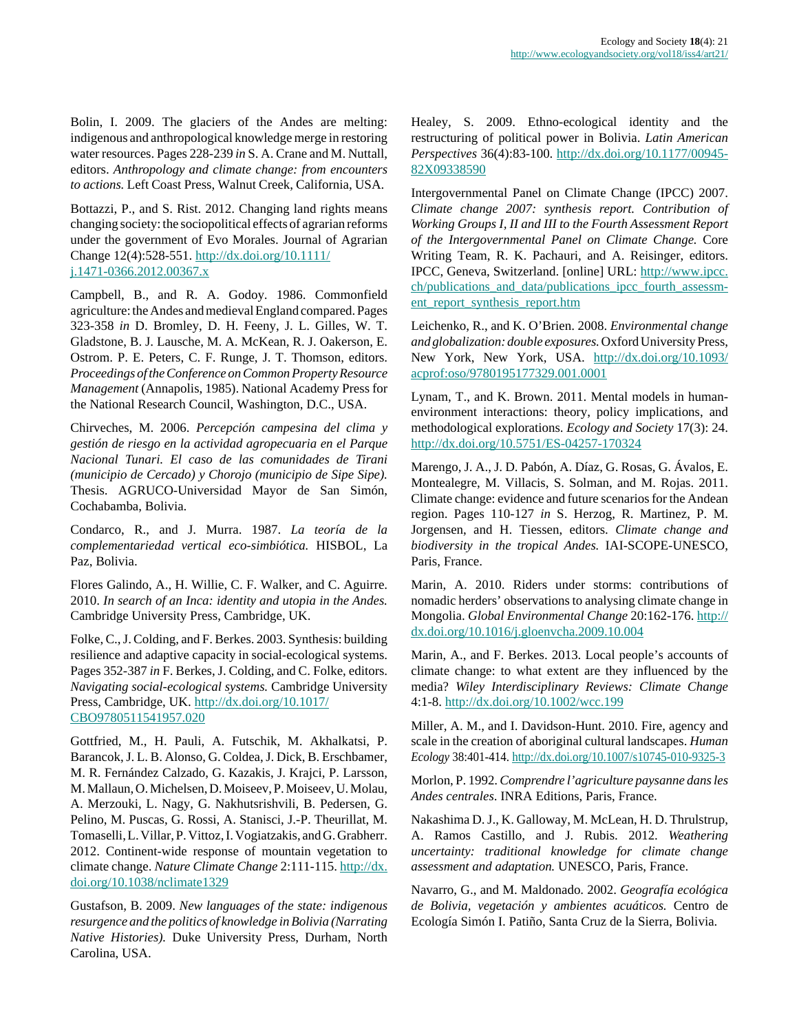Bolin, I. 2009. The glaciers of the Andes are melting: indigenous and anthropological knowledge merge in restoring water resources. Pages 228-239 *in* S. A. Crane and M. Nuttall, editors. *Anthropology and climate change: from encounters to actions.* Left Coast Press, Walnut Creek, California, USA.

Bottazzi, P., and S. Rist. 2012. Changing land rights means changing society: the sociopolitical effects of agrarian reforms under the government of Evo Morales. Journal of Agrarian Change 12(4):528-551. http://dx.doi.org/10.1111/j.1471-0366.2012.00367.x

Campbell, B., and R. A. Godoy. 1986. Commonfield agriculture: the Andes and medieval England compared. Pages 323-358 *in* D. Bromley, D. H. Feeny, J. L. Gilles, W. T. Gladstone, B. J. Lausche, M. A. McKean, R. J. Oakerson, E. Ostrom. P. E. Peters, C. F. Runge, J. T. Thomson, editors. *Proceedings of the Conference on Common Property Resource Management* (Annapolis, 1985). National Academy Press for the National Research Council, Washington, D.C., USA.

Chirveches, M. 2006. *Percepción campesina del clima y gestión de riesgo en la actividad agropecuaria en el Parque Nacional Tunari. El caso de las comunidades de Tirani (municipio de Cercado) y Chorojo (municipio de Sipe Sipe).* Thesis. AGRUCO-Universidad Mayor de San Simón, Cochabamba, Bolivia.

Condarco, R., and J. Murra. 1987. *La teoría de la complementariedad vertical eco-simbiótica.* HISBOL, La Paz, Bolivia.

Flores Galindo, A., H. Willie, C. F. Walker, and C. Aguirre. 2010. *In search of an Inca: identity and utopia in the Andes.* Cambridge University Press, Cambridge, UK.

Folke, C., J. Colding, and F. Berkes. 2003. Synthesis: building resilience and adaptive capacity in social-ecological systems. Pages 352-387 *in* F. Berkes, J. Colding, and C. Folke, editors. *Navigating social-ecological systems.* Cambridge University Press, Cambridge, UK. http://dx.doi.org/10.1017/CBO9780511541957.020

Gottfried, M., H. Pauli, A. Futschik, M. Akhalkatsi, P. Barancok, J. L. B. Alonso, G. Coldea, J. Dick, B. Erschbamer, M. R. Fernández Calzado, G. Kazakis, J. Krajci, P. Larsson, M. Mallaun, O. Michelsen, D. Moiseev, P. Moiseev, U. Molau, A. Merzouki, L. Nagy, G. Nakhutsrishvili, B. Pedersen, G. Pelino, M. Puscas, G. Rossi, A. Stanisci, J.-P. Theurillat, M. Tomaselli, L. Villar, P. Vittoz, I. Vogiatzakis, and G. Grabherr. 2012. Continent-wide response of mountain vegetation to climate change. *Nature Climate Change* 2:111-115. http://dx.doi.org/10.1038/nclimate1329

Gustafson, B. 2009. *New languages of the state: indigenous resurgence and the politics of knowledge in Bolivia (Narrating Native Histories).* Duke University Press, Durham, North Carolina, USA.

Healey, S. 2009. Ethno-ecological identity and the restructuring of political power in Bolivia. *Latin American Perspectives* 36(4):83-100. http://dx.doi.org/10.1177/0094582X09338590

Intergovernmental Panel on Climate Change (IPCC) 2007. *Climate change 2007: synthesis report. Contribution of Working Groups I, II and III to the Fourth Assessment Report of the Intergovernmental Panel on Climate Change.* Core Writing Team, R. K. Pachauri, and A. Reisinger, editors. IPCC, Geneva, Switzerland. [online] URL: http://www.ipcc.ch/publications_and_data/publications_ipcc_fourth_assessment_report_synthesis_report.htm

Leichenko, R., and K. O'Brien. 2008. *Environmental change and globalization: double exposures.* Oxford University Press, New York, New York, USA. http://dx.doi.org/10.1093/acprof:oso/9780195177329.001.0001

Lynam, T., and K. Brown. 2011. Mental models in human-environment interactions: theory, policy implications, and methodological explorations. *Ecology and Society* 17(3): 24. http://dx.doi.org/10.5751/ES-04257-170324

Marengo, J. A., J. D. Pabón, A. Díaz, G. Rosas, G. Ávalos, E. Montealegre, M. Villacis, S. Solman, and M. Rojas. 2011. Climate change: evidence and future scenarios for the Andean region. Pages 110-127 *in* S. Herzog, R. Martinez, P. M. Jorgensen, and H. Tiessen, editors. *Climate change and biodiversity in the tropical Andes.* IAI-SCOPE-UNESCO, Paris, France.

Marin, A. 2010. Riders under storms: contributions of nomadic herders' observations to analysing climate change in Mongolia. *Global Environmental Change* 20:162-176. http://dx.doi.org/10.1016/j.gloenvcha.2009.10.004

Marin, A., and F. Berkes. 2013. Local people's accounts of climate change: to what extent are they influenced by the media? *Wiley Interdisciplinary Reviews: Climate Change* 4:1-8. http://dx.doi.org/10.1002/wcc.199

Miller, A. M., and I. Davidson-Hunt. 2010. Fire, agency and scale in the creation of aboriginal cultural landscapes. *Human Ecology* 38:401-414. http://dx.doi.org/10.1007/s10745-010-9325-3

Morlon, P. 1992. *Comprendre l'agriculture paysanne dans les Andes centrales.* INRA Editions, Paris, France.

Nakashima D. J., K. Galloway, M. McLean, H. D. Thrulstrup, A. Ramos Castillo, and J. Rubis. 2012. *Weathering uncertainty: traditional knowledge for climate change assessment and adaptation.* UNESCO, Paris, France.

Navarro, G., and M. Maldonado. 2002. *Geografía ecológica de Bolivia, vegetación y ambientes acuáticos.* Centro de Ecología Simón I. Patiño, Santa Cruz de la Sierra, Bolivia.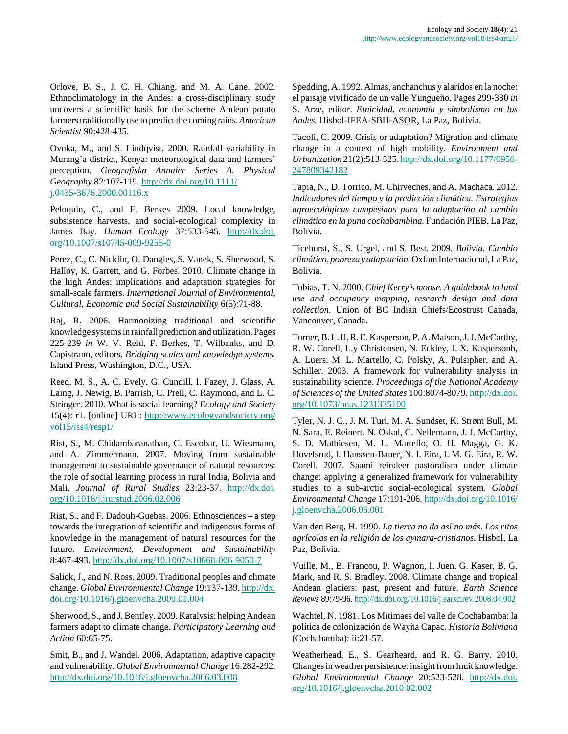Orlove, B. S., J. C. H. Chiang, and M. A. Cane. 2002. Ethnoclimatology in the Andes: a cross-disciplinary study uncovers a scientific basis for the scheme Andean potato farmers traditionally use to predict the coming rains. *American Scientist* 90:428-435.

Ovuka, M., and S. Lindqvist. 2000. Rainfall variability in Murang'a district, Kenya: meteorological data and farmers' perception. *Geografiska Annaler Series A. Physical Geography* 82:107-119. http://dx.doi.org/10.1111/j.0435-3676.2000.00116.x

Peloquin, C., and F. Berkes 2009. Local knowledge, subsistence harvests, and social-ecological complexity in James Bay. *Human Ecology* 37:533-545. http://dx.doi.org/10.1007/s10745-009-9255-0

Perez, C., C. Nicklin, O. Dangles, S. Vanek, S. Sherwood, S. Halloy, K. Garrett, and G. Forbes. 2010. Climate change in the high Andes: implications and adaptation strategies for small-scale farmers. *International Journal of Environmental, Cultural, Economic and Social Sustainability* 6(5):71-88.

Raj, R. 2006. Harmonizing traditional and scientific knowledge systems in rainfall prediction and utilization. Pages 225-239 *in* W. V. Reid, F. Berkes, T. Wilbanks, and D. Capistrano, editors. *Bridging scales and knowledge systems.* Island Press, Washington, D.C., USA.

Reed, M. S., A. C. Evely, G. Cundill, I. Fazey, J. Glass, A. Laing, J. Newig, B. Parrish, C. Prell, C. Raymond, and L. C. Stringer. 2010. What is social learning? *Ecology and Society* 15(4): r1. [online] URL: http://www.ecologyandsociety.org/vol15/iss4/resp1/

Rist, S., M. Chidambaranathan, C. Escobar, U. Wiesmann, and A. Zimmermann. 2007. Moving from sustainable management to sustainable governance of natural resources: the role of social learning process in rural India, Bolivia and Mali. *Journal of Rural Studies* 23:23-37. http://dx.doi.org/10.1016/j.jrurstud.2006.02.006

Rist, S., and F. Dadouh-Guebas. 2006. Ethnosciences – a step towards the integration of scientific and indigenous forms of knowledge in the management of natural resources for the future. *Environment, Development and Sustainability* 8:467-493. http://dx.doi.org/10.1007/s10668-006-9050-7

Salick, J., and N. Ross. 2009. Traditional peoples and climate change. *Global Environmental Change* 19:137-139. http://dx.doi.org/10.1016/j.gloenvcha.2009.01.004

Sherwood, S., and J. Bentley. 2009. Katalysis: helping Andean farmers adapt to climate change. *Participatory Learning and Action* 60:65-75.

Smit, B., and J. Wandel. 2006. Adaptation, adaptive capacity and vulnerability. *Global Environmental Change* 16:282-292. http://dx.doi.org/10.1016/j.gloenvcha.2006.03.008

Spedding, A. 1992. Almas, anchanchus y alaridos en la noche: el paisaje vivificado de un valle Yungueño. Pages 299-330 *in* S. Arze, editor. *Etnicidad, economía y simbolismo en los Andes.* Hisbol-IFEA-SBH-ASOR, La Paz, Bolivia.

Tacoli, C. 2009. Crisis or adaptation? Migration and climate change in a context of high mobility. *Environment and Urbanization* 21(2):513-525. http://dx.doi.org/10.1177/0956-247809342182

Tapia, N., D. Torrico, M. Chirveches, and A. Machaca. 2012. *Indicadores del tiempo y la predicción climática. Estrategias agroecológicas campesinas para la adaptación al cambio climático en la puna cochabambina.* Fundación PIEB, La Paz, Bolivia.

Ticehurst, S., S. Urgel, and S. Best. 2009. *Bolivia. Cambio climático, pobreza y adaptación.* Oxfam Internacional, La Paz, Bolivia.

Tobias, T. N. 2000. *Chief Kerry's moose. A guidebook to land use and occupancy mapping, research design and data collection.* Union of BC Indian Chiefs/Ecostrust Canada, Vancouver, Canada.

Turner, B. L. II, R. E. Kasperson, P. A. Matson, J. J. McCarthy, R. W. Corell, L.y Christensen, N. Eckley, J. X. Kaspersonb, A. Luers, M. L. Martello, C. Polsky, A. Pulsipher, and A. Schiller. 2003. A framework for vulnerability analysis in sustainability science. *Proceedings of the National Academy of Sciences of the United States* 100:8074-8079. http://dx.doi.org/10.1073/pnas.1231335100

Tyler, N. J. C., J. M. Turi, M. A. Sundset, K. Strøm Bull, M. N. Sara, E. Reinert, N. Oskal, C. Nellemann, J. J. McCarthy, S. D. Mathiesen, M. L. Martello, O. H. Magga, G. K. Hovelsrud, I. Hanssen-Bauer, N. I. Eira, I. M. G. Eira, R. W. Corell. 2007. Saami reindeer pastoralism under climate change: applying a generalized framework for vulnerability studies to a sub-arctic social-ecological system. *Global Environmental Change* 17:191-206. http://dx.doi.org/10.1016/j.gloenvcha.2006.06.001

Van den Berg, H. 1990. *La tierra no da así no más. Los ritos agrícolas en la religión de los aymara-cristianos.* Hisbol, La Paz, Bolivia.

Vuille, M., B. Francou, P. Wagnon, I. Juen, G. Kaser, B. G. Mark, and R. S. Bradley. 2008. Climate change and tropical Andean glaciers: past, present and future. *Earth Science Reviews* 89:79-96. http://dx.doi.org/10.1016/j.earscirev.2008.04.002

Wachtel, N. 1981. Los Mitimaes del valle de Cochabamba: la política de colonización de Wayña Capac. *Historia Boliviana* (Cochabamba): ii:21-57.

Weatherhead, E., S. Gearheard, and R. G. Barry. 2010. Changes in weather persistence: insight from Inuit knowledge. *Global Environmental Change* 20:523-528. http://dx.doi.org/10.1016/j.gloenvcha.2010.02.002